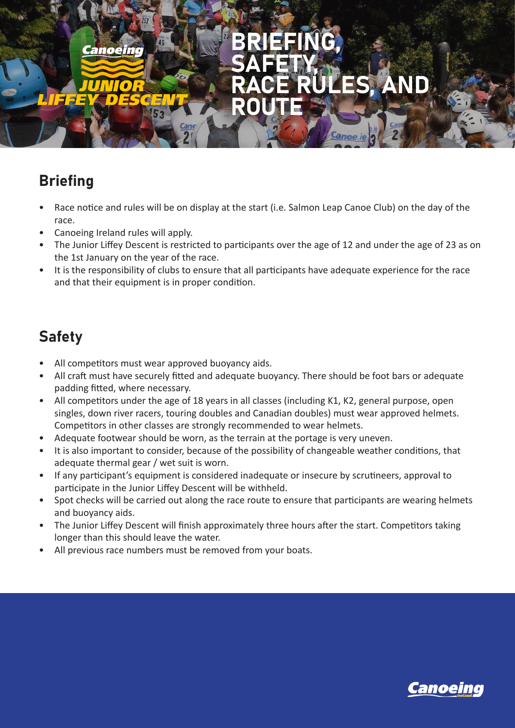# BRIEFING, SAFETY, RACE RULES, AND ROUTE

## Briefing

- Race notice and rules will be on display at the start (i.e. Salmon Leap Canoe Club) on the day of the race.
- Canoeing Ireland rules will apply.
- The Junior Liffey Descent is restricted to participants over the age of 12 and under the age of 23 as on the 1st January on the year of the race.
- It is the responsibility of clubs to ensure that all participants have adequate experience for the race and that their equipment is in proper condition.

## Safety

- All competitors must wear approved buoyancy aids.
- All craft must have securely fitted and adequate buoyancy. There should be foot bars or adequate padding fitted, where necessary.
- All competitors under the age of 18 years in all classes (including K1, K2, general purpose, open singles, down river racers, touring doubles and Canadian doubles) must wear approved helmets. Competitors in other classes are strongly recommended to wear helmets.
- Adequate footwear should be worn, as the terrain at the portage is very uneven.
- It is also important to consider, because of the possibility of changeable weather conditions, that adequate thermal gear / wet suit is worn.
- If any participant's equipment is considered inadequate or insecure by scrutineers, approval to participate in the Junior Liffey Descent will be withheld.
- Spot checks will be carried out along the race route to ensure that participants are wearing helmets and buoyancy aids.
- The Junior Liffey Descent will finish approximately three hours after the start. Competitors taking longer than this should leave the water.
- All previous race numbers must be removed from your boats.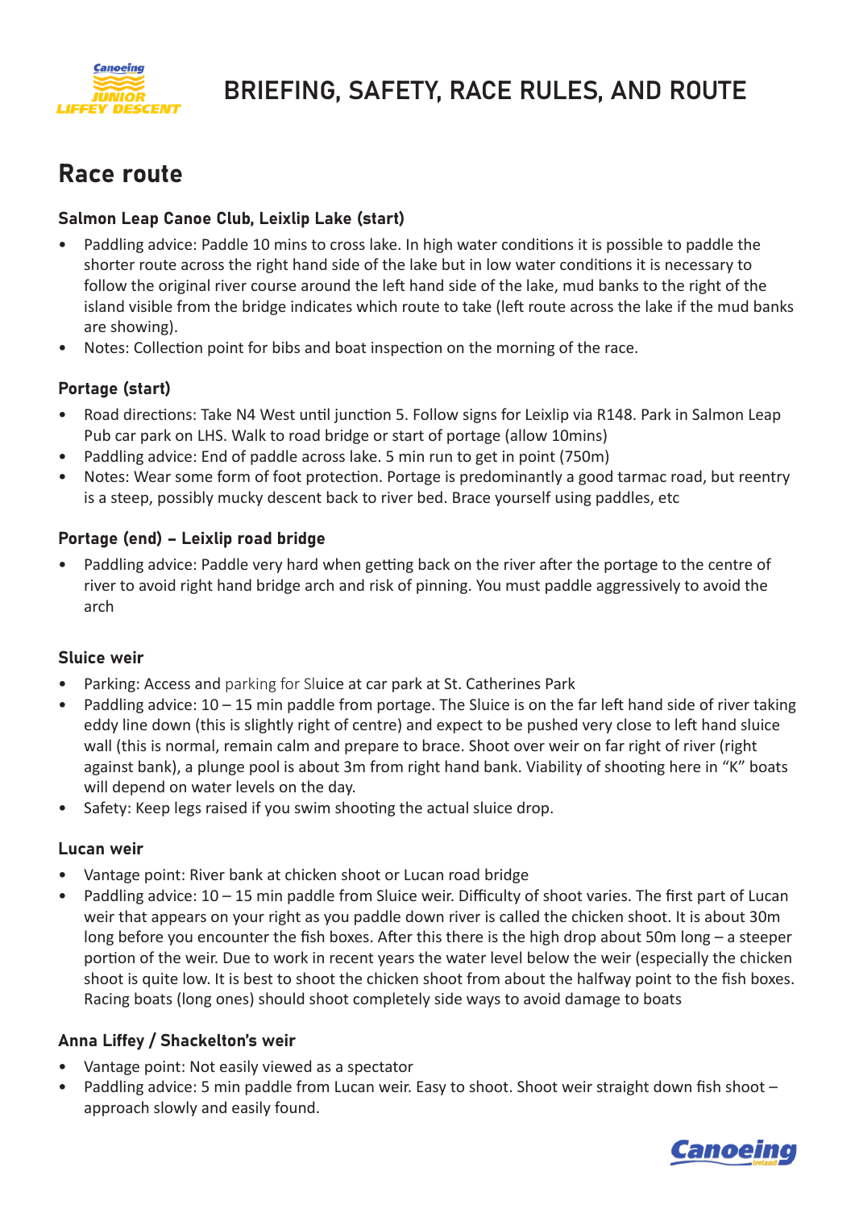# BRIEFING, SAFETY, RACE RULES, AND ROUTE

## Race route

### Salmon Leap Canoe Club, Leixlip Lake (start)

- Paddling advice: Paddle 10 mins to cross lake. In high water conditions it is possible to paddle the shorter route across the right hand side of the lake but in low water conditions it is necessary to follow the original river course around the left hand side of the lake, mud banks to the right of the island visible from the bridge indicates which route to take (left route across the lake if the mud banks are showing).
- Notes: Collection point for bibs and boat inspection on the morning of the race.

### Portage (start)

- Road directions: Take N4 West until junction 5. Follow signs for Leixlip via R148. Park in Salmon Leap Pub car park on LHS. Walk to road bridge or start of portage (allow 10mins)
- Paddling advice: End of paddle across lake. 5 min run to get in point (750m)
- Notes: Wear some form of foot protection. Portage is predominantly a good tarmac road, but reentry is a steep, possibly mucky descent back to river bed. Brace yourself using paddles, etc

### Portage (end) – Leixlip road bridge

- Paddling advice: Paddle very hard when getting back on the river after the portage to the centre of river to avoid right hand bridge arch and risk of pinning. You must paddle aggressively to avoid the arch

### Sluice weir

- Parking: Access and parking for Sluice at car park at St. Catherines Park
- Paddling advice: 10 – 15 min paddle from portage. The Sluice is on the far left hand side of river taking eddy line down (this is slightly right of centre) and expect to be pushed very close to left hand sluice wall (this is normal, remain calm and prepare to brace. Shoot over weir on far right of river (right against bank), a plunge pool is about 3m from right hand bank. Viability of shooting here in "K" boats will depend on water levels on the day.
- Safety: Keep legs raised if you swim shooting the actual sluice drop.

### Lucan weir

- Vantage point: River bank at chicken shoot or Lucan road bridge
- Paddling advice: 10 – 15 min paddle from Sluice weir. Difficulty of shoot varies. The first part of Lucan weir that appears on your right as you paddle down river is called the chicken shoot. It is about 30m long before you encounter the fish boxes. After this there is the high drop about 50m long – a steeper portion of the weir. Due to work in recent years the water level below the weir (especially the chicken shoot is quite low. It is best to shoot the chicken shoot from about the halfway point to the fish boxes. Racing boats (long ones) should shoot completely side ways to avoid damage to boats

### Anna Liffey / Shackelton's weir

- Vantage point: Not easily viewed as a spectator
- Paddling advice: 5 min paddle from Lucan weir. Easy to shoot. Shoot weir straight down fish shoot – approach slowly and easily found.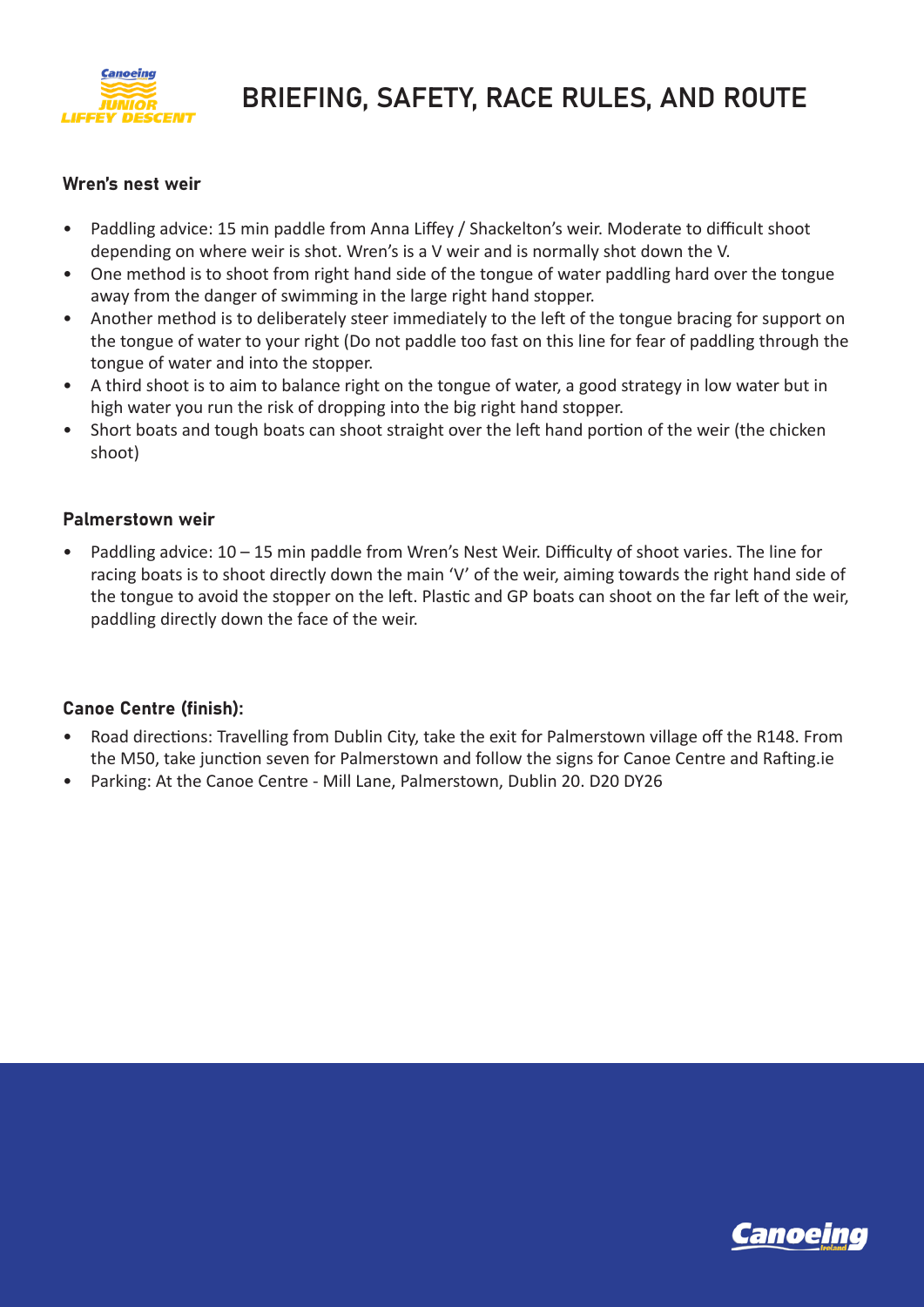## Wren's nest weir

- Paddling advice: 15 min paddle from Anna Liffey / Shackelton's weir. Moderate to difficult shoot depending on where weir is shot. Wren's is a V weir and is normally shot down the V.
- One method is to shoot from right hand side of the tongue of water paddling hard over the tongue away from the danger of swimming in the large right hand stopper.
- Another method is to deliberately steer immediately to the left of the tongue bracing for support on the tongue of water to your right (Do not paddle too fast on this line for fear of paddling through the tongue of water and into the stopper.
- A third shoot is to aim to balance right on the tongue of water, a good strategy in low water but in high water you run the risk of dropping into the big right hand stopper.
- Short boats and tough boats can shoot straight over the left hand portion of the weir (the chicken shoot)

## Palmerstown weir

- Paddling advice: 10 – 15 min paddle from Wren's Nest Weir. Difficulty of shoot varies. The line for racing boats is to shoot directly down the main 'V' of the weir, aiming towards the right hand side of the tongue to avoid the stopper on the left. Plastic and GP boats can shoot on the far left of the weir, paddling directly down the face of the weir.

## Canoe Centre (finish):

- Road directions: Travelling from Dublin City, take the exit for Palmerstown village off the R148. From the M50, take junction seven for Palmerstown and follow the signs for Canoe Centre and Rafting.ie
- Parking: At the Canoe Centre - Mill Lane, Palmerstown, Dublin 20. D20 DY26